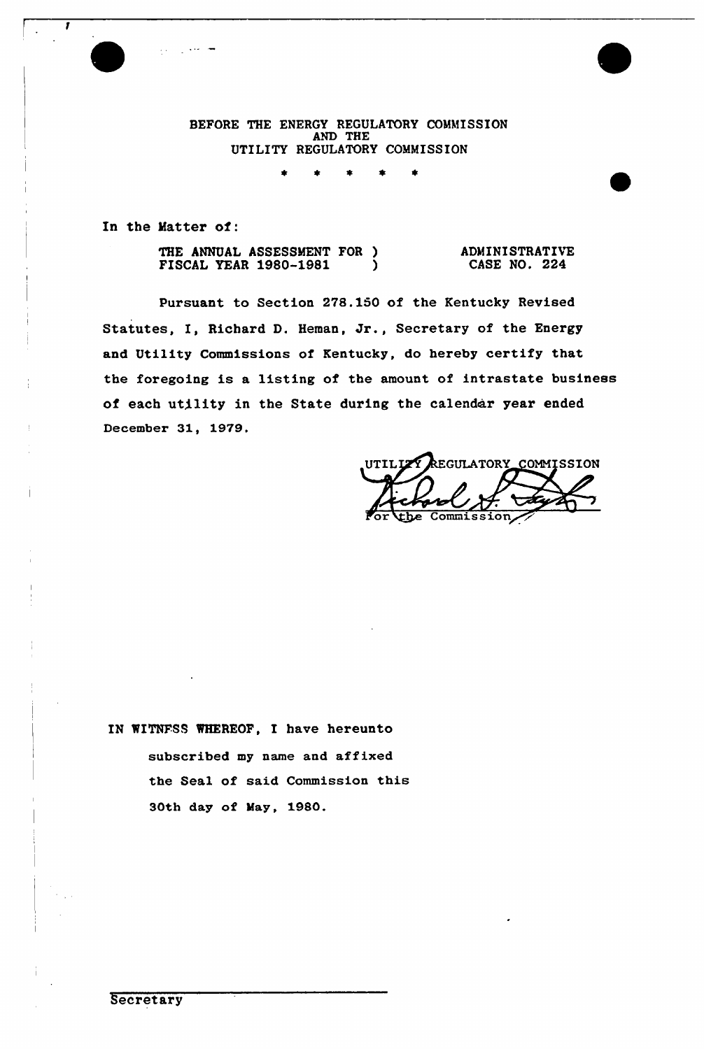BEFORE THE ENERGY REGULATORY COMMISSION
AND THE
UTILITY REGULATORY COMMISSION

\* \* \* \* \*

In the Matter of:

| | |
|---|---|
| THE ANNUAL ASSESSMENT FOR ) FISCAL YEAR 1980-1981 ) | ADMINISTRATIVE CASE NO. 224 |

Pursuant to Section 278.150 of the Kentucky Revised Statutes, I, Richard D. Heman, Jr., Secretary of the Energy and Utility Commissions of Kentucky, do hereby certify that the foregoing is a listing of the amount of intrastate business of each utility in the State during the calendar year ended December 31, 1979.

UTILITY REGULATORY COMMISSION

For the Commission

IN WITNFSS WHEREOF, I have hereunto subscribed my name and affixed the Seal of said Commission this 30th day of May, 1980.

Secretary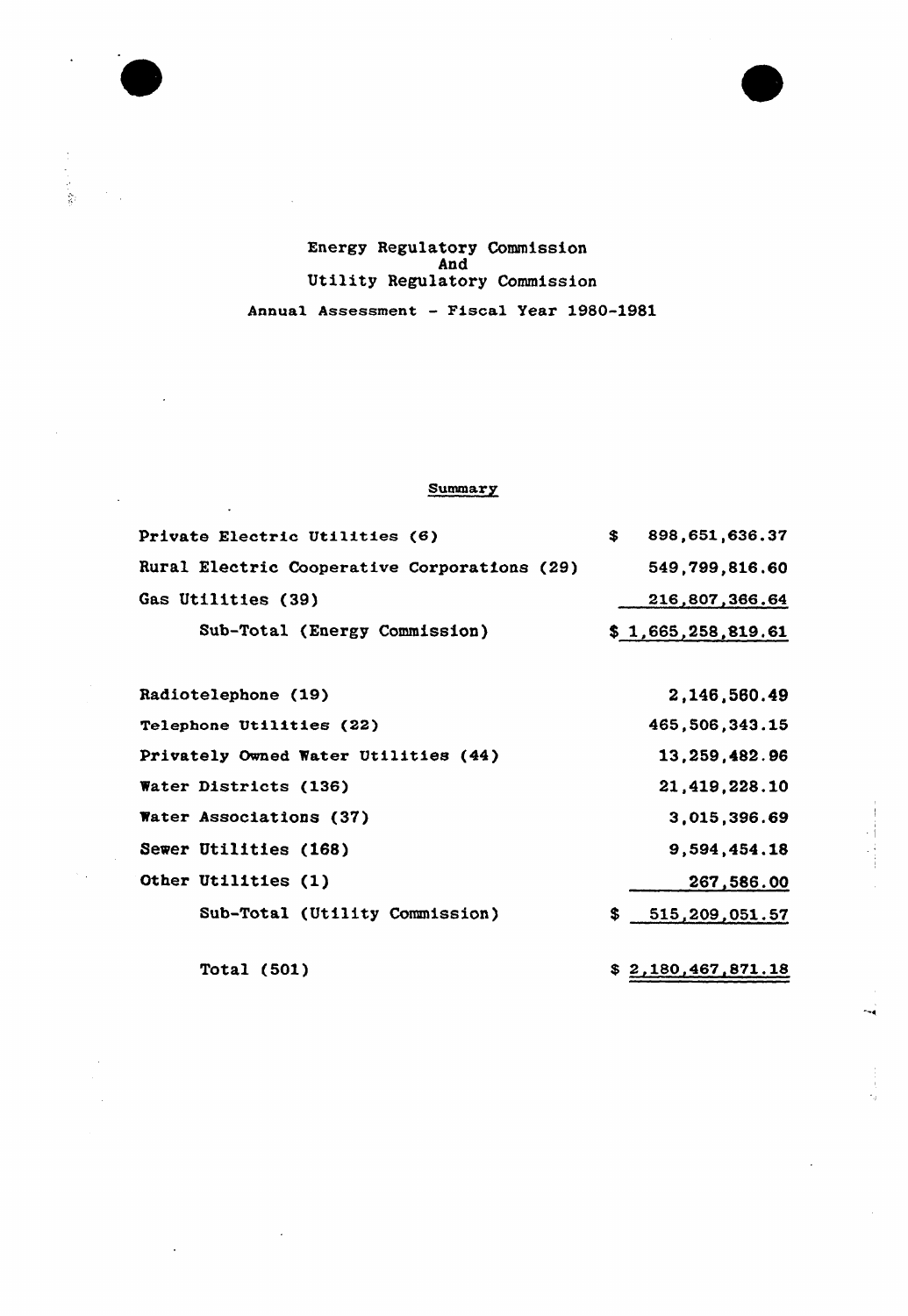Energy Regulatory Commission
And
Utility Regulatory Commission

Annual Assessment - Fiscal Year 1980-1981

Summary

| | |
|---|---|
| Private Electric Utilities (6) | $ 898,651,636.37 |
| Rural Electric Cooperative Corporations (29) | 549,799,816.60 |
| Gas Utilities (39) | 216,807,366.64 |
| Sub-Total (Energy Commission) | $ 1,665,258,819.61 |
| | |
| Radiotelephone (19) | 2,146,560.49 |
| Telephone Utilities (22) | 465,506,343.15 |
| Privately Owned Water Utilities (44) | 13,259,482.96 |
| Water Districts (136) | 21,419,228.10 |
| Water Associations (37) | 3,015,396.69 |
| Sewer Utilities (168) | 9,594,454.18 |
| Other Utilities (1) | 267,586.00 |
| Sub-Total (Utility Commission) | $ 515,209,051.57 |
| | |
| Total (501) | $ 2,180,467,871.18 |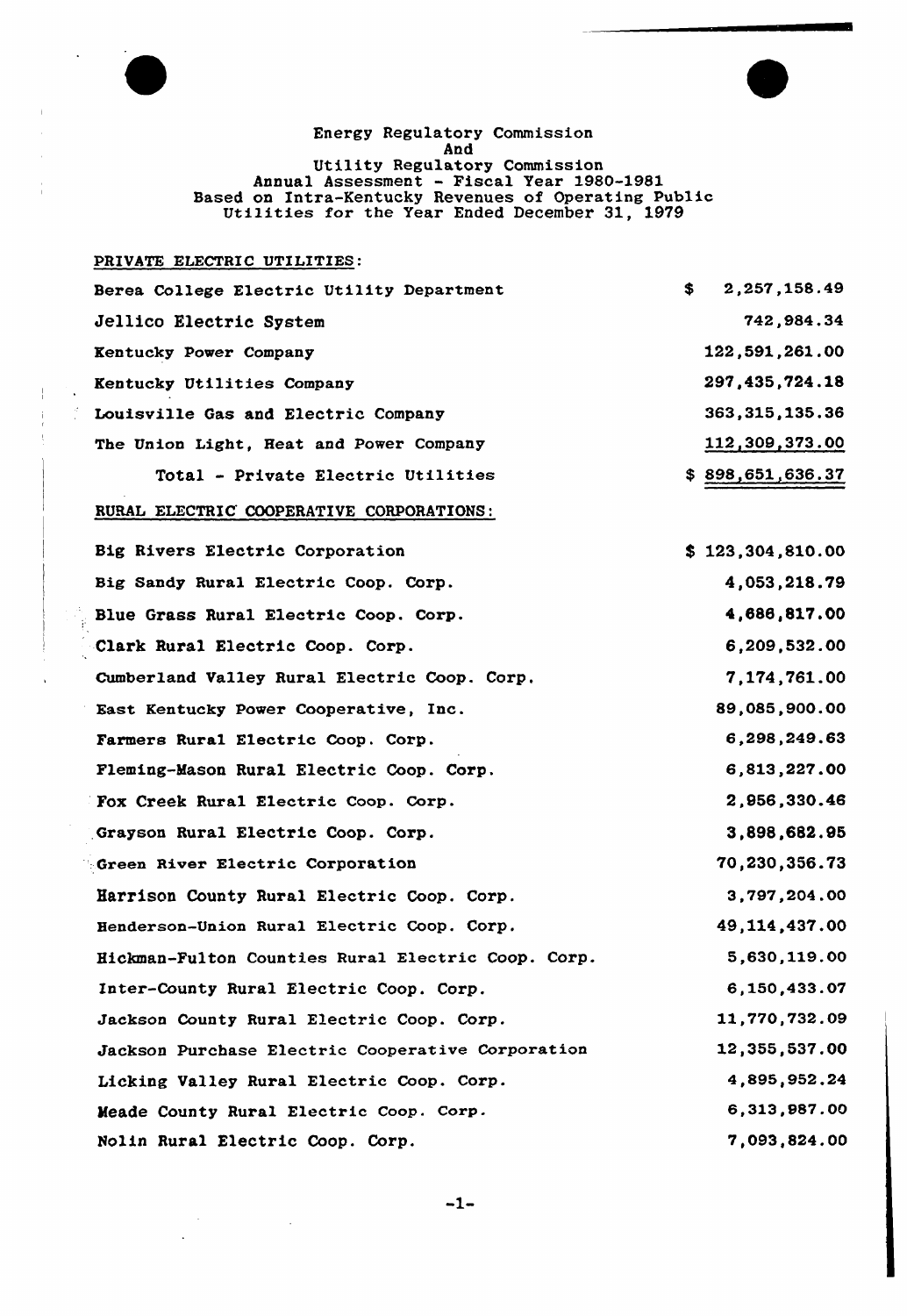Energy Regulatory Commission
And
Utility Regulatory Commission
Annual Assessment - Fiscal Year 1980-1981
Based on Intra-Kentucky Revenues of Operating Public
Utilities for the Year Ended December 31, 1979

PRIVATE ELECTRIC UTILITIES:

| | |
|---|---|
| Berea College Electric Utility Department | $ 2,257,158.49 |
| Jellico Electric System | 742,984.34 |
| Kentucky Power Company | 122,591,261.00 |
| Kentucky Utilities Company | 297,435,724.18 |
| Louisville Gas and Electric Company | 363,315,135.36 |
| The Union Light, Heat and Power Company | 112,309,373.00 |
| Total - Private Electric Utilities | $ 898,651,636.37 |

RURAL ELECTRIC COOPERATIVE CORPORATIONS:

| | |
|---|---|
| Big Rivers Electric Corporation | $ 123,304,810.00 |
| Big Sandy Rural Electric Coop. Corp. | 4,053,218.79 |
| Blue Grass Rural Electric Coop. Corp. | 4,686,817.00 |
| Clark Rural Electric Coop. Corp. | 6,209,532.00 |
| Cumberland Valley Rural Electric Coop. Corp. | 7,174,761.00 |
| East Kentucky Power Cooperative, Inc. | 89,085,900.00 |
| Farmers Rural Electric Coop. Corp. | 6,298,249.63 |
| Fleming-Mason Rural Electric Coop. Corp. | 6,813,227.00 |
| Fox Creek Rural Electric Coop. Corp. | 2,956,330.46 |
| Grayson Rural Electric Coop. Corp. | 3,898,682.95 |
| Green River Electric Corporation | 70,230,356.73 |
| Harrison County Rural Electric Coop. Corp. | 3,797,204.00 |
| Henderson-Union Rural Electric Coop. Corp. | 49,114,437.00 |
| Hickman-Fulton Counties Rural Electric Coop. Corp. | 5,630,119.00 |
| Inter-County Rural Electric Coop. Corp. | 6,150,433.07 |
| Jackson County Rural Electric Coop. Corp. | 11,770,732.09 |
| Jackson Purchase Electric Cooperative Corporation | 12,355,537.00 |
| Licking Valley Rural Electric Coop. Corp. | 4,895,952.24 |
| Meade County Rural Electric Coop. Corp. | 6,313,987.00 |
| Nolin Rural Electric Coop. Corp. | 7,093,824.00 |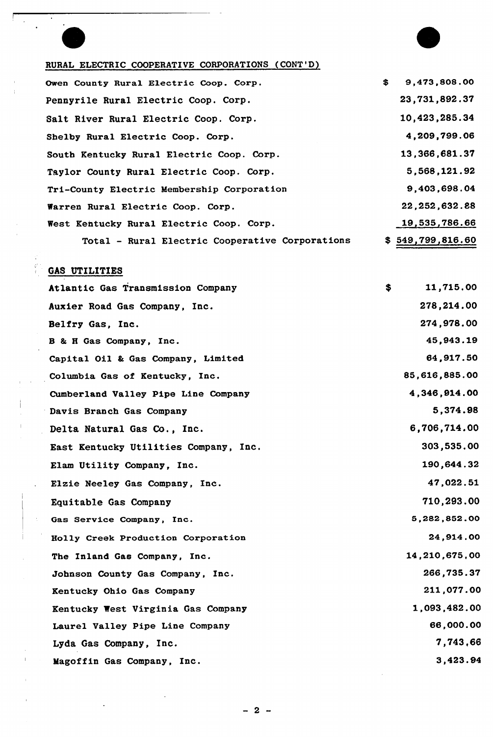## RURAL ELECTRIC COOPERATIVE CORPORATIONS (CONT'D)

| | |
|---|---|
| Owen County Rural Electric Coop. Corp. | $ 9,473,808.00 |
| Pennyrile Rural Electric Coop. Corp. | 23,731,892.37 |
| Salt River Rural Electric Coop. Corp. | 10,423,285.34 |
| Shelby Rural Electric Coop. Corp. | 4,209,799.06 |
| South Kentucky Rural Electric Coop. Corp. | 13,366,681.37 |
| Taylor County Rural Electric Coop. Corp. | 5,568,121.92 |
| Tri-County Electric Membership Corporation | 9,403,698.04 |
| Warren Rural Electric Coop. Corp. | 22,252,632.88 |
| West Kentucky Rural Electric Coop. Corp. | 19,535,786.66 |
| Total - Rural Electric Cooperative Corporations | $ 549,799,816.60 |

## GAS UTILITIES

| | |
|---|---|
| Atlantic Gas Transmission Company | $ 11,715.00 |
| Auxier Road Gas Company, Inc. | 278,214.00 |
| Belfry Gas, Inc. | 274,978.00 |
| B & H Gas Company, Inc. | 45,943.19 |
| Capital Oil & Gas Company, Limited | 64,917.50 |
| Columbia Gas of Kentucky, Inc. | 85,616,885.00 |
| Cumberland Valley Pipe Line Company | 4,346,914.00 |
| Davis Branch Gas Company | 5,374.98 |
| Delta Natural Gas Co., Inc. | 6,706,714.00 |
| East Kentucky Utilities Company, Inc. | 303,535.00 |
| Elam Utility Company, Inc. | 190,644.32 |
| Elzie Neeley Gas Company, Inc. | 47,022.51 |
| Equitable Gas Company | 710,293.00 |
| Gas Service Company, Inc. | 5,282,852.00 |
| Holly Creek Production Corporation | 24,914.00 |
| The Inland Gas Company, Inc. | 14,210,675.00 |
| Johnson County Gas Company, Inc. | 266,735.37 |
| Kentucky Ohio Gas Company | 211,077.00 |
| Kentucky West Virginia Gas Company | 1,093,482.00 |
| Laurel Valley Pipe Line Company | 66,000.00 |
| Lyda Gas Company, Inc. | 7,743.66 |
| Magoffin Gas Company, Inc. | 3,423.94 |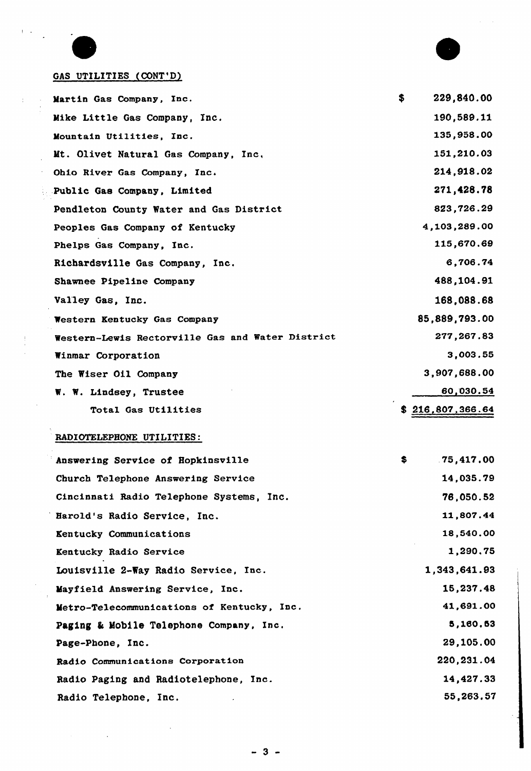GAS UTILITIES (CONT'D)

| | |
|---|---|
| Martin Gas Company, Inc. | $ 229,840.00 |
| Mike Little Gas Company, Inc. | 190,589.11 |
| Mountain Utilities, Inc. | 135,958.00 |
| Mt. Olivet Natural Gas Company, Inc. | 151,210.03 |
| Ohio River Gas Company, Inc. | 214,918.02 |
| Public Gas Company, Limited | 271,428.78 |
| Pendleton County Water and Gas District | 823,726.29 |
| Peoples Gas Company of Kentucky | 4,103,289.00 |
| Phelps Gas Company, Inc. | 115,670.69 |
| Richardsville Gas Company, Inc. | 6,706.74 |
| Shawnee Pipeline Company | 488,104.91 |
| Valley Gas, Inc. | 168,088.68 |
| Western Kentucky Gas Company | 85,889,793.00 |
| Western-Lewis Rectorville Gas and Water District | 277,267.83 |
| Winmar Corporation | 3,003.55 |
| The Wiser Oil Company | 3,907,688.00 |
| W. W. Lindsey, Trustee | 60,030.54 |
| Total Gas Utilities | $ 216,807,366.64 |

RADIOTELEPHONE UTILITIES:

| | |
|---|---|
| Answering Service of Hopkinsville | $ 75,417.00 |
| Church Telephone Answering Service | 14,035.79 |
| Cincinnati Radio Telephone Systems, Inc. | 76,050.52 |
| Harold's Radio Service, Inc. | 11,807.44 |
| Kentucky Communications | 18,540.00 |
| Kentucky Radio Service | 1,290.75 |
| Louisville 2-Way Radio Service, Inc. | 1,343,641.93 |
| Mayfield Answering Service, Inc. | 15,237.48 |
| Metro-Telecommunications of Kentucky, Inc. | 41,691.00 |
| Paging & Mobile Telephone Company, Inc. | 5,160.63 |
| Page-Phone, Inc. | 29,105.00 |
| Radio Communications Corporation | 220,231.04 |
| Radio Paging and Radiotelephone, Inc. | 14,427.33 |
| Radio Telephone, Inc. | 55,263.57 |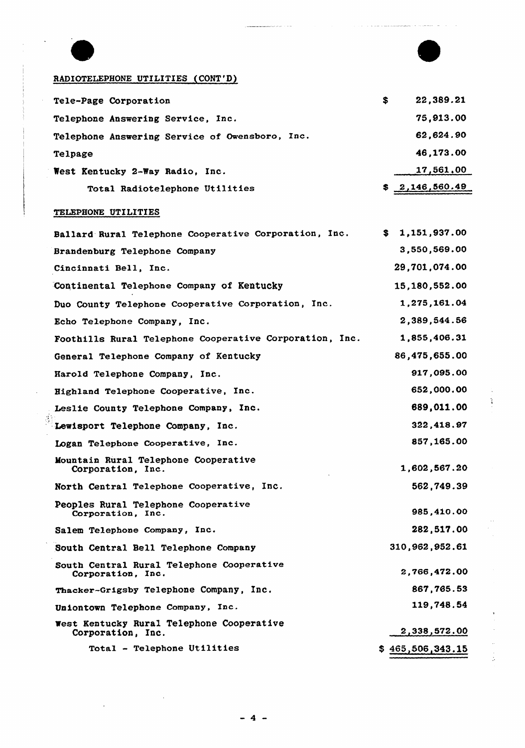RADIOTELEPHONE UTILITIES (CONT'D)

| | |
|---|---|
| Tele-Page Corporation | $ 22,389.21 |
| Telephone Answering Service, Inc. | 75,913.00 |
| Telephone Answering Service of Owensboro, Inc. | 62,624.90 |
| Telpage | 46,173.00 |
| West Kentucky 2-Way Radio, Inc. | 17,561.00 |
| Total Radiotelephone Utilities | $ 2,146,560.49 |

TELEPHONE UTILITIES

| | |
|---|---|
| Ballard Rural Telephone Cooperative Corporation, Inc. | $ 1,151,937.00 |
| Brandenburg Telephone Company | 3,550,569.00 |
| Cincinnati Bell, Inc. | 29,701,074.00 |
| Continental Telephone Company of Kentucky | 15,180,552.00 |
| Duo County Telephone Cooperative Corporation, Inc. | 1,275,161.04 |
| Echo Telephone Company, Inc. | 2,389,544.56 |
| Foothills Rural Telephone Cooperative Corporation, Inc. | 1,855,406.31 |
| General Telephone Company of Kentucky | 86,475,655.00 |
| Harold Telephone Company, Inc. | 917,095.00 |
| Highland Telephone Cooperative, Inc. | 652,000.00 |
| Leslie County Telephone Company, Inc. | 689,011.00 |
| Lewisport Telephone Company, Inc. | 322,418.97 |
| Logan Telephone Cooperative, Inc. | 857,165.00 |
| Mountain Rural Telephone Cooperative Corporation, Inc. | 1,602,567.20 |
| North Central Telephone Cooperative, Inc. | 562,749.39 |
| Peoples Rural Telephone Cooperative Corporation, Inc. | 985,410.00 |
| Salem Telephone Company, Inc. | 282,517.00 |
| South Central Bell Telephone Company | 310,962,952.61 |
| South Central Rural Telephone Cooperative Corporation, Inc. | 2,766,472.00 |
| Thacker-Grigsby Telephone Company, Inc. | 867,765.53 |
| Uniontown Telephone Company, Inc. | 119,748.54 |
| West Kentucky Rural Telephone Cooperative Corporation, Inc. | 2,338,572.00 |
| Total - Telephone Utilities | $ 465,506,343.15 |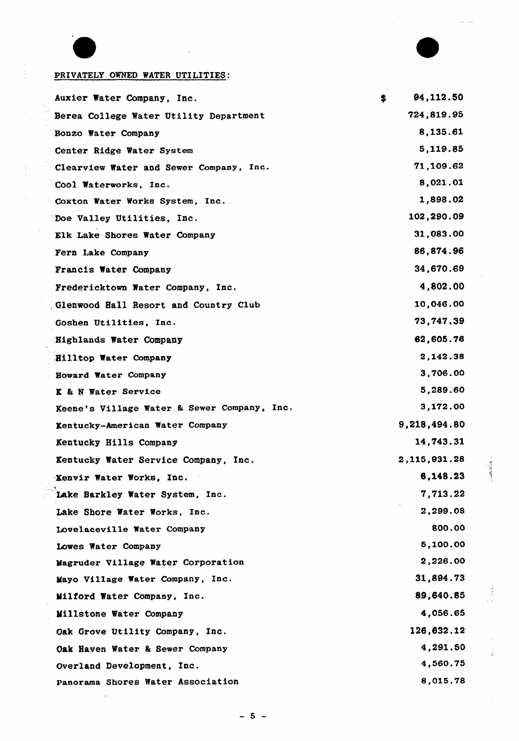PRIVATELY OWNED WATER UTILITIES:

| | |
|---|---|
| Auxier Water Company, Inc. | $ 94,112.50 |
| Berea College Water Utility Department | 724,819.95 |
| Bonzo Water Company | 8,135.61 |
| Center Ridge Water System | 5,119.85 |
| Clearview Water and Sewer Company, Inc. | 71,109.62 |
| Cool Waterworks, Inc. | 8,021.01 |
| Coxton Water Works System, Inc. | 1,898.02 |
| Doe Valley Utilities, Inc. | 102,290.09 |
| Elk Lake Shores Water Company | 31,083.00 |
| Fern Lake Company | 86,874.96 |
| Francis Water Company | 34,670.69 |
| Fredericktown Water Company, Inc. | 4,802.00 |
| Glenwood Hall Resort and Country Club | 10,046.00 |
| Goshen Utilities, Inc. | 73,747.39 |
| Highlands Water Company | 62,605.76 |
| Hilltop Water Company | 2,142.38 |
| Howard Water Company | 3,706.00 |
| K & N Water Service | 5,289.60 |
| Keene's Village Water & Sewer Company, Inc. | 3,172.00 |
| Kentucky-American Water Company | 9,218,494.80 |
| Kentucky Hills Company | 14,743.31 |
| Kentucky Water Service Company, Inc. | 2,115,931.28 |
| Kenvir Water Works, Inc. | 6,148.23 |
| Lake Barkley Water System, Inc. | 7,713.22 |
| Lake Shore Water Works, Inc. | 2,299.08 |
| Lovelaceville Water Company | 800.00 |
| Lowes Water Company | 5,100.00 |
| Magruder Village Water Corporation | 2,226.00 |
| Mayo Village Water Company, Inc. | 31,894.73 |
| Milford Water Company, Inc. | 89,640.85 |
| Millstone Water Company | 4,056.65 |
| Oak Grove Utility Company, Inc. | 126,632.12 |
| Oak Haven Water & Sewer Company | 4,291.50 |
| Overland Development, Inc. | 4,560.75 |
| Panorama Shores Water Association | 8,015.78 |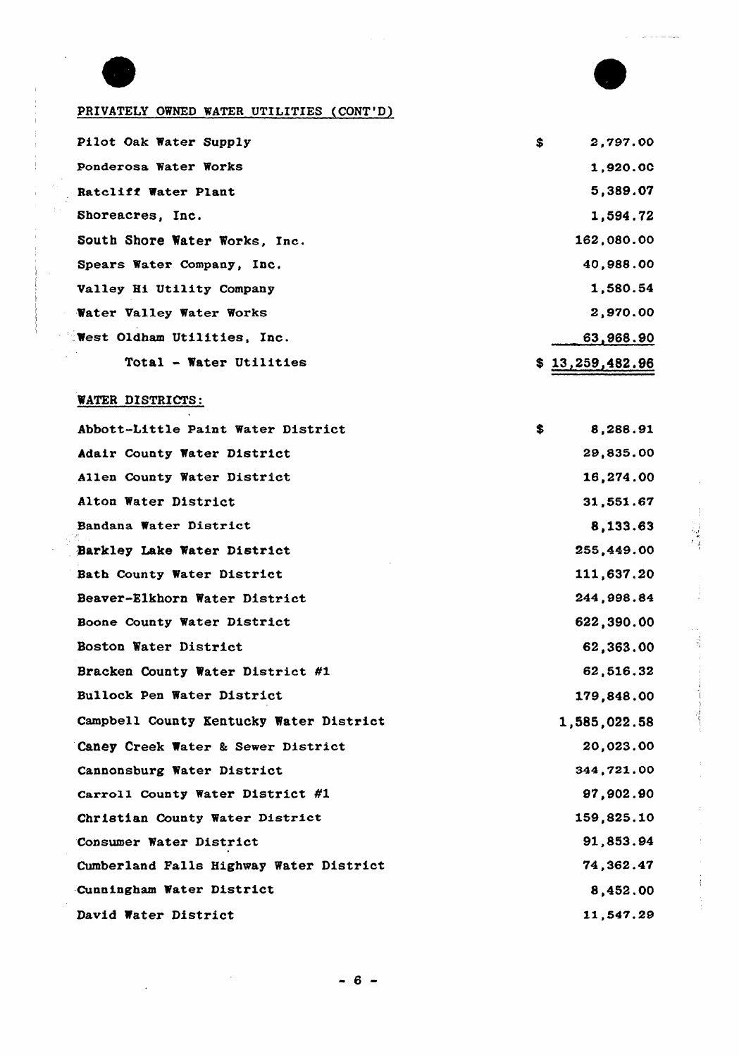PRIVATELY OWNED WATER UTILITIES (CONT'D)

| | |
|---|---|
| Pilot Oak Water Supply | $ 2,797.00 |
| Ponderosa Water Works | 1,920.00 |
| Ratcliff Water Plant | 5,389.07 |
| Shoreacres, Inc. | 1,594.72 |
| South Shore Water Works, Inc. | 162,080.00 |
| Spears Water Company, Inc. | 40,988.00 |
| Valley Hi Utility Company | 1,580.54 |
| Water Valley Water Works | 2,970.00 |
| West Oldham Utilities, Inc. | 63,968.90 |
| Total - Water Utilities | $ 13,259,482.96 |

WATER DISTRICTS:

| | |
|---|---|
| Abbott-Little Paint Water District | $ 8,288.91 |
| Adair County Water District | 29,835.00 |
| Allen County Water District | 16,274.00 |
| Alton Water District | 31,551.67 |
| Bandana Water District | 8,133.63 |
| Barkley Lake Water District | 255,449.00 |
| Bath County Water District | 111,637.20 |
| Beaver-Elkhorn Water District | 244,998.84 |
| Boone County Water District | 622,390.00 |
| Boston Water District | 62,363.00 |
| Bracken County Water District #1 | 62,516.32 |
| Bullock Pen Water District | 179,848.00 |
| Campbell County Kentucky Water District | 1,585,022.58 |
| Caney Creek Water & Sewer District | 20,023.00 |
| Cannonsburg Water District | 344,721.00 |
| Carroll County Water District #1 | 97,902.90 |
| Christian County Water District | 159,825.10 |
| Consumer Water District | 91,853.94 |
| Cumberland Falls Highway Water District | 74,362.47 |
| Cunningham Water District | 8,452.00 |
| David Water District | 11,547.29 |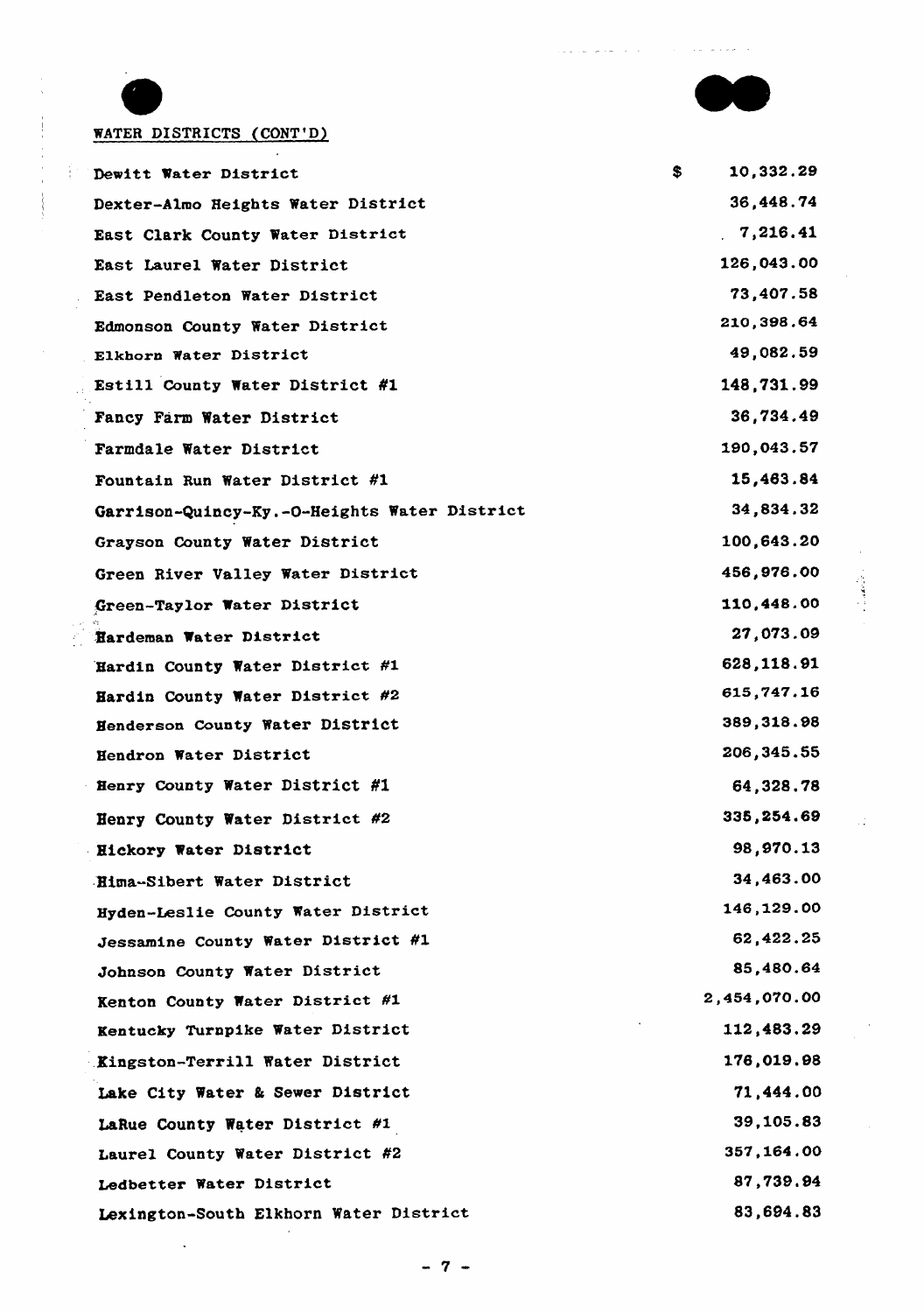WATER DISTRICTS (CONT'D)

| | |
|---|---|
| Dewitt Water District | $ 10,332.29 |
| Dexter-Almo Heights Water District | 36,448.74 |
| East Clark County Water District | 7,216.41 |
| East Laurel Water District | 126,043.00 |
| East Pendleton Water District | 73,407.58 |
| Edmonson County Water District | 210,398.64 |
| Elkhorn Water District | 49,082.59 |
| Estill County Water District #1 | 148,731.99 |
| Fancy Farm Water District | 36,734.49 |
| Farmdale Water District | 190,043.57 |
| Fountain Run Water District #1 | 15,463.84 |
| Garrison-Quincy-Ky.-O-Heights Water District | 34,834.32 |
| Grayson County Water District | 100,643.20 |
| Green River Valley Water District | 456,976.00 |
| Green-Taylor Water District | 110,448.00 |
| Hardeman Water District | 27,073.09 |
| Hardin County Water District #1 | 628,118.91 |
| Hardin County Water District #2 | 615,747.16 |
| Henderson County Water District | 389,318.98 |
| Hendron Water District | 206,345.55 |
| Henry County Water District #1 | 64,328.78 |
| Henry County Water District #2 | 335,254.69 |
| Hickory Water District | 98,970.13 |
| Hima-Sibert Water District | 34,463.00 |
| Hyden-Leslie County Water District | 146,129.00 |
| Jessamine County Water District #1 | 62,422.25 |
| Johnson County Water District | 85,480.64 |
| Kenton County Water District #1 | 2,454,070.00 |
| Kentucky Turnpike Water District | 112,483.29 |
| Kingston-Terrill Water District | 176,019.98 |
| Lake City Water & Sewer District | 71,444.00 |
| LaRue County Water District #1 | 39,105.83 |
| Laurel County Water District #2 | 357,164.00 |
| Ledbetter Water District | 87,739.94 |
| Lexington-South Elkhorn Water District | 83,694.83 |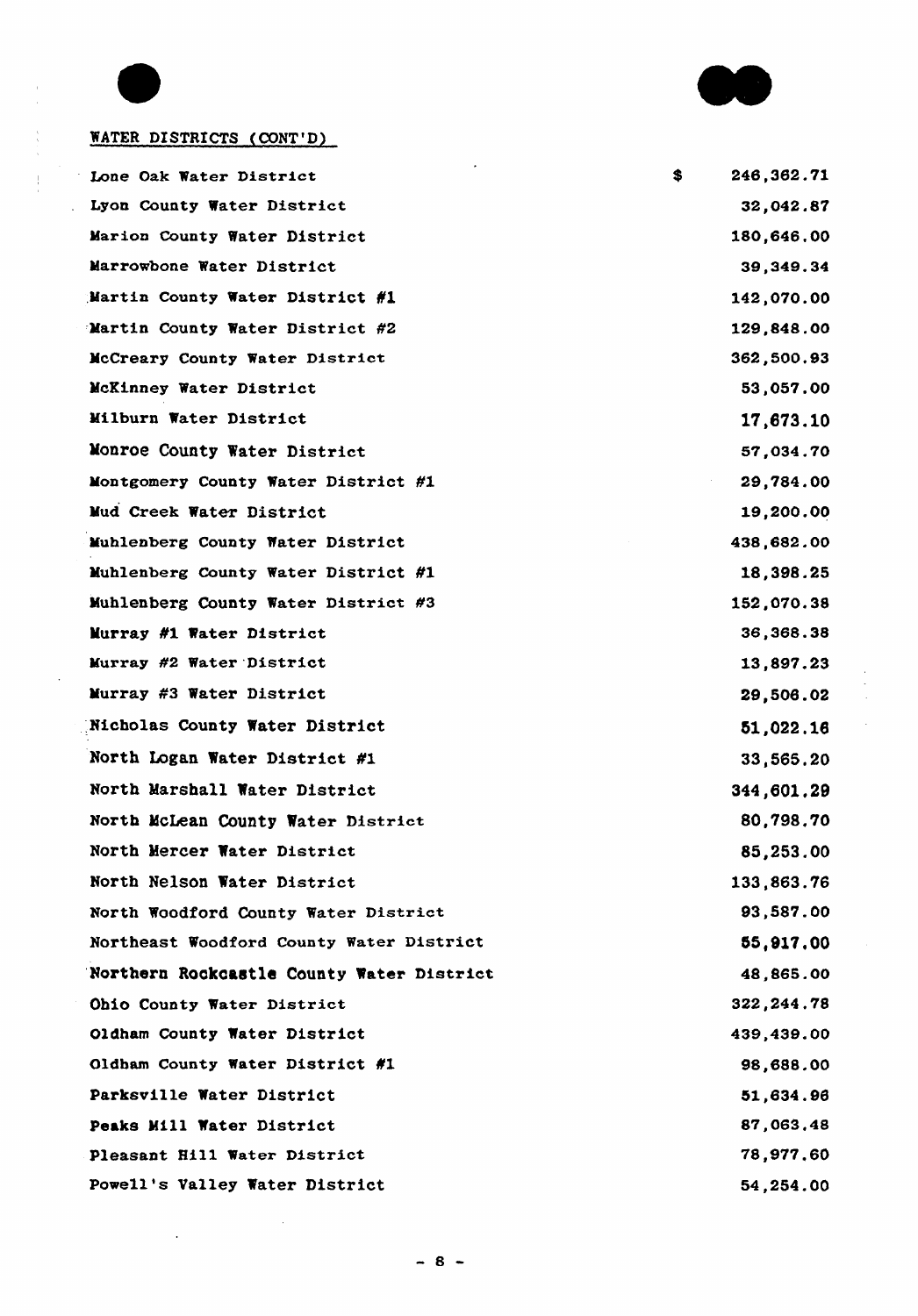WATER DISTRICTS (CONT'D)

| | |
|---|---|
| Lone Oak Water District | $ 246,362.71 |
| Lyon County Water District | 32,042.87 |
| Marion County Water District | 180,646.00 |
| Marrowbone Water District | 39,349.34 |
| Martin County Water District #1 | 142,070.00 |
| Martin County Water District #2 | 129,848.00 |
| McCreary County Water District | 362,500.93 |
| McKinney Water District | 53,057.00 |
| Milburn Water District | 17,673.10 |
| Monroe County Water District | 57,034.70 |
| Montgomery County Water District #1 | 29,784.00 |
| Mud Creek Water District | 19,200.00 |
| Muhlenberg County Water District | 438,682.00 |
| Muhlenberg County Water District #1 | 18,398.25 |
| Muhlenberg County Water District #3 | 152,070.38 |
| Murray #1 Water District | 36,368.38 |
| Murray #2 Water District | 13,897.23 |
| Murray #3 Water District | 29,506.02 |
| Nicholas County Water District | 51,022.16 |
| North Logan Water District #1 | 33,565.20 |
| North Marshall Water District | 344,601.29 |
| North McLean County Water District | 80,798.70 |
| North Mercer Water District | 85,253.00 |
| North Nelson Water District | 133,863.76 |
| North Woodford County Water District | 93,587.00 |
| Northeast Woodford County Water District | 55,917.00 |
| Northern Rockcastle County Water District | 48,865.00 |
| Ohio County Water District | 322,244.78 |
| Oldham County Water District | 439,439.00 |
| Oldham County Water District #1 | 98,688.00 |
| Parksville Water District | 51,634.96 |
| Peaks Mill Water District | 87,063.48 |
| Pleasant Hill Water District | 78,977.60 |
| Powell's Valley Water District | 54,254.00 |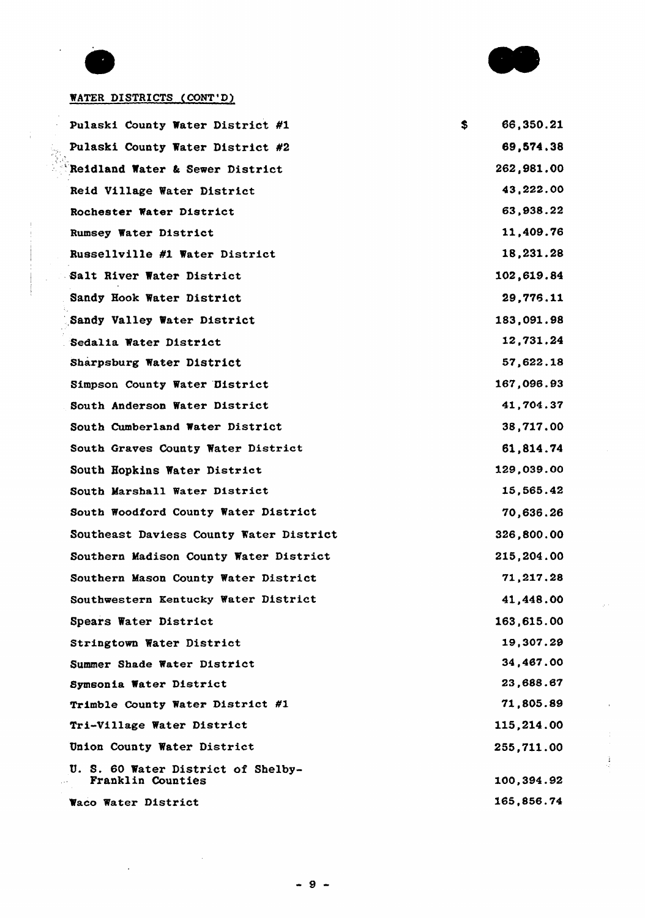WATER DISTRICTS (CONT'D)

| | |
|---|---|
| Pulaski County Water District #1 | $ 66,350.21 |
| Pulaski County Water District #2 | 69,574.38 |
| Reidland Water & Sewer District | 262,981.00 |
| Reid Village Water District | 43,222.00 |
| Rochester Water District | 63,938.22 |
| Rumsey Water District | 11,409.76 |
| Russellville #1 Water District | 18,231.28 |
| Salt River Water District | 102,619.84 |
| Sandy Hook Water District | 29,776.11 |
| Sandy Valley Water District | 183,091.98 |
| Sedalia Water District | 12,731.24 |
| Sharpsburg Water District | 57,622.18 |
| Simpson County Water District | 167,096.93 |
| South Anderson Water District | 41,704.37 |
| South Cumberland Water District | 38,717.00 |
| South Graves County Water District | 61,814.74 |
| South Hopkins Water District | 129,039.00 |
| South Marshall Water District | 15,565.42 |
| South Woodford County Water District | 70,636.26 |
| Southeast Daviess County Water District | 326,800.00 |
| Southern Madison County Water District | 215,204.00 |
| Southern Mason County Water District | 71,217.28 |
| Southwestern Kentucky Water District | 41,448.00 |
| Spears Water District | 163,615.00 |
| Stringtown Water District | 19,307.29 |
| Summer Shade Water District | 34,467.00 |
| Symsonia Water District | 23,688.67 |
| Trimble County Water District #1 | 71,805.89 |
| Tri-Village Water District | 115,214.00 |
| Union County Water District | 255,711.00 |
| U. S. 60 Water District of Shelby-Franklin Counties | 100,394.92 |
| Waco Water District | 165,856.74 |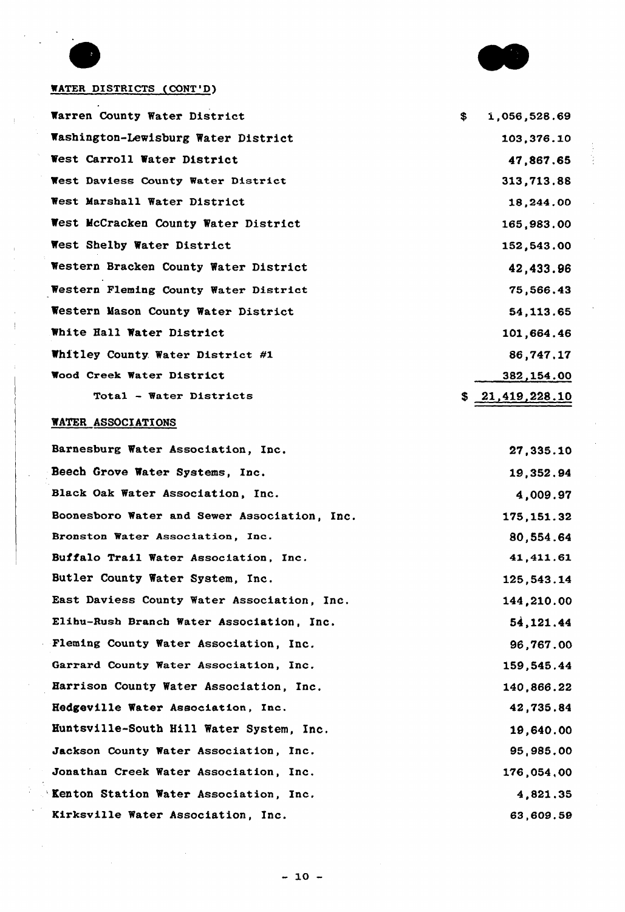WATER DISTRICTS (CONT'D)

| | |
|---|---|
| Warren County Water District | $ 1,056,528.69 |
| Washington-Lewisburg Water District | 103,376.10 |
| West Carroll Water District | 47,867.65 |
| West Daviess County Water District | 313,713.88 |
| West Marshall Water District | 18,244.00 |
| West McCracken County Water District | 165,983.00 |
| West Shelby Water District | 152,543.00 |
| Western Bracken County Water District | 42,433.96 |
| Western Fleming County Water District | 75,566.43 |
| Western Mason County Water District | 54,113.65 |
| White Hall Water District | 101,664.46 |
| Whitley County Water District #1 | 86,747.17 |
| Wood Creek Water District | 382,154.00 |
| Total - Water Districts | $ 21,419,228.10 |

WATER ASSOCIATIONS

| | |
|---|---|
| Barnesburg Water Association, Inc. | 27,335.10 |
| Beech Grove Water Systems, Inc. | 19,352.94 |
| Black Oak Water Association, Inc. | 4,009.97 |
| Boonesboro Water and Sewer Association, Inc. | 175,151.32 |
| Bronston Water Association, Inc. | 80,554.64 |
| Buffalo Trail Water Association, Inc. | 41,411.61 |
| Butler County Water System, Inc. | 125,543.14 |
| East Daviess County Water Association, Inc. | 144,210.00 |
| Elihu-Rush Branch Water Association, Inc. | 54,121.44 |
| Fleming County Water Association, Inc. | 96,767.00 |
| Garrard County Water Association, Inc. | 159,545.44 |
| Harrison County Water Association, Inc. | 140,866.22 |
| Hedgeville Water Association, Inc. | 42,735.84 |
| Huntsville-South Hill Water System, Inc. | 19,640.00 |
| Jackson County Water Association, Inc. | 95,985.00 |
| Jonathan Creek Water Association, Inc. | 176,054.00 |
| Kenton Station Water Association, Inc. | 4,821.35 |
| Kirksville Water Association, Inc. | 63,609.59 |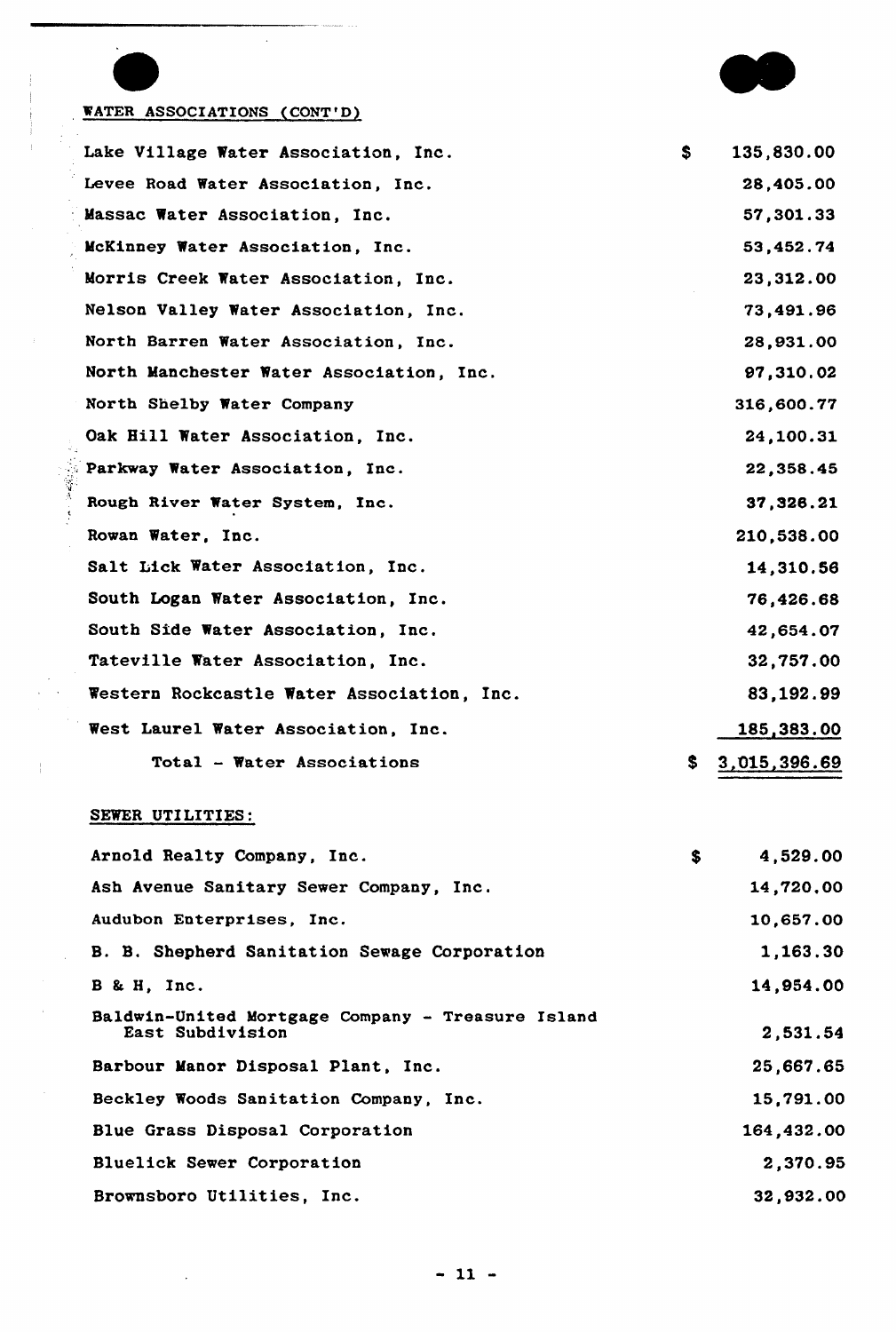WATER ASSOCIATIONS (CONT'D)

| | |
|---|---|
| Lake Village Water Association, Inc. | $ 135,830.00 |
| Levee Road Water Association, Inc. | 28,405.00 |
| Massac Water Association, Inc. | 57,301.33 |
| McKinney Water Association, Inc. | 53,452.74 |
| Morris Creek Water Association, Inc. | 23,312.00 |
| Nelson Valley Water Association, Inc. | 73,491.96 |
| North Barren Water Association, Inc. | 28,931.00 |
| North Manchester Water Association, Inc. | 97,310.02 |
| North Shelby Water Company | 316,600.77 |
| Oak Hill Water Association, Inc. | 24,100.31 |
| Parkway Water Association, Inc. | 22,358.45 |
| Rough River Water System, Inc. | 37,326.21 |
| Rowan Water, Inc. | 210,538.00 |
| Salt Lick Water Association, Inc. | 14,310.56 |
| South Logan Water Association, Inc. | 76,426.68 |
| South Side Water Association, Inc. | 42,654.07 |
| Tateville Water Association, Inc. | 32,757.00 |
| Western Rockcastle Water Association, Inc. | 83,192.99 |
| West Laurel Water Association, Inc. | 185,383.00 |
| Total - Water Associations | $ 3,015,396.69 |

SEWER UTILITIES:

| | |
|---|---|
| Arnold Realty Company, Inc. | $ 4,529.00 |
| Ash Avenue Sanitary Sewer Company, Inc. | 14,720.00 |
| Audubon Enterprises, Inc. | 10,657.00 |
| B. B. Shepherd Sanitation Sewage Corporation | 1,163.30 |
| B & H, Inc. | 14,954.00 |
| Baldwin-United Mortgage Company - Treasure Island East Subdivision | 2,531.54 |
| Barbour Manor Disposal Plant, Inc. | 25,667.65 |
| Beckley Woods Sanitation Company, Inc. | 15,791.00 |
| Blue Grass Disposal Corporation | 164,432.00 |
| Bluelick Sewer Corporation | 2,370.95 |
| Brownsboro Utilities, Inc. | 32,932.00 |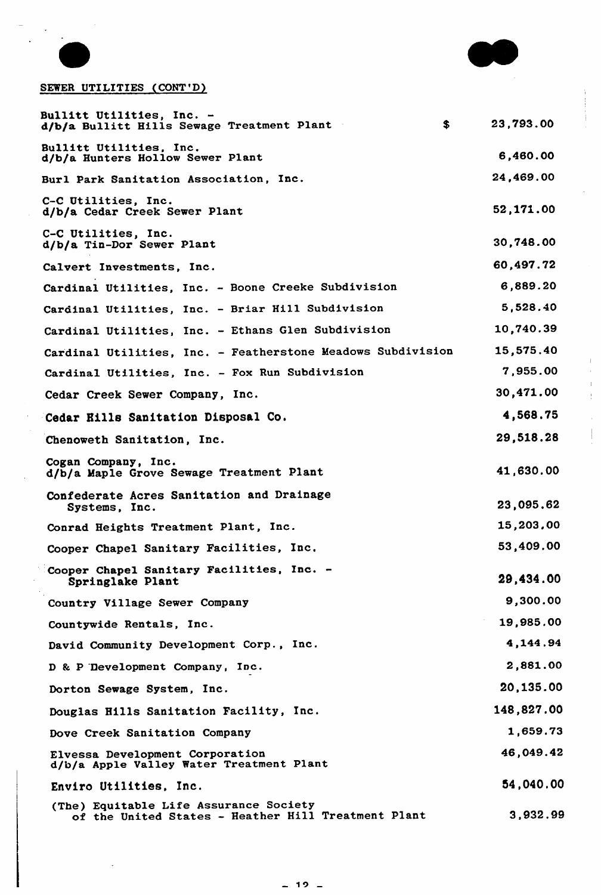SEWER UTILITIES (CONT'D)

| | |
|---|---|
| Bullitt Utilities, Inc. - d/b/a Bullitt Hills Sewage Treatment Plant | $ 23,793.00 |
| Bullitt Utilities, Inc. d/b/a Hunters Hollow Sewer Plant | 6,460.00 |
| Burl Park Sanitation Association, Inc. | 24,469.00 |
| C-C Utilities, Inc. d/b/a Cedar Creek Sewer Plant | 52,171.00 |
| C-C Utilities, Inc. d/b/a Tin-Dor Sewer Plant | 30,748.00 |
| Calvert Investments, Inc. | 60,497.72 |
| Cardinal Utilities, Inc. - Boone Creeke Subdivision | 6,889.20 |
| Cardinal Utilities, Inc. - Briar Hill Subdivision | 5,528.40 |
| Cardinal Utilities, Inc. - Ethans Glen Subdivision | 10,740.39 |
| Cardinal Utilities, Inc. - Featherstone Meadows Subdivision | 15,575.40 |
| Cardinal Utilities, Inc. - Fox Run Subdivision | 7,955.00 |
| Cedar Creek Sewer Company, Inc. | 30,471.00 |
| Cedar Hills Sanitation Disposal Co. | 4,568.75 |
| Chenoweth Sanitation, Inc. | 29,518.28 |
| Cogan Company, Inc. d/b/a Maple Grove Sewage Treatment Plant | 41,630.00 |
| Confederate Acres Sanitation and Drainage Systems, Inc. | 23,095.62 |
| Conrad Heights Treatment Plant, Inc. | 15,203.00 |
| Cooper Chapel Sanitary Facilities, Inc. | 53,409.00 |
| Cooper Chapel Sanitary Facilities, Inc. - Springlake Plant | 29,434.00 |
| Country Village Sewer Company | 9,300.00 |
| Countywide Rentals, Inc. | 19,985.00 |
| David Community Development Corp., Inc. | 4,144.94 |
| D & P Development Company, Inc. | 2,881.00 |
| Dorton Sewage System, Inc. | 20,135.00 |
| Douglas Hills Sanitation Facility, Inc. | 148,827.00 |
| Dove Creek Sanitation Company | 1,659.73 |
| Elvessa Development Corporation d/b/a Apple Valley Water Treatment Plant | 46,049.42 |
| Enviro Utilities, Inc. | 54,040.00 |
| (The) Equitable Life Assurance Society of the United States - Heather Hill Treatment Plant | 3,932.99 |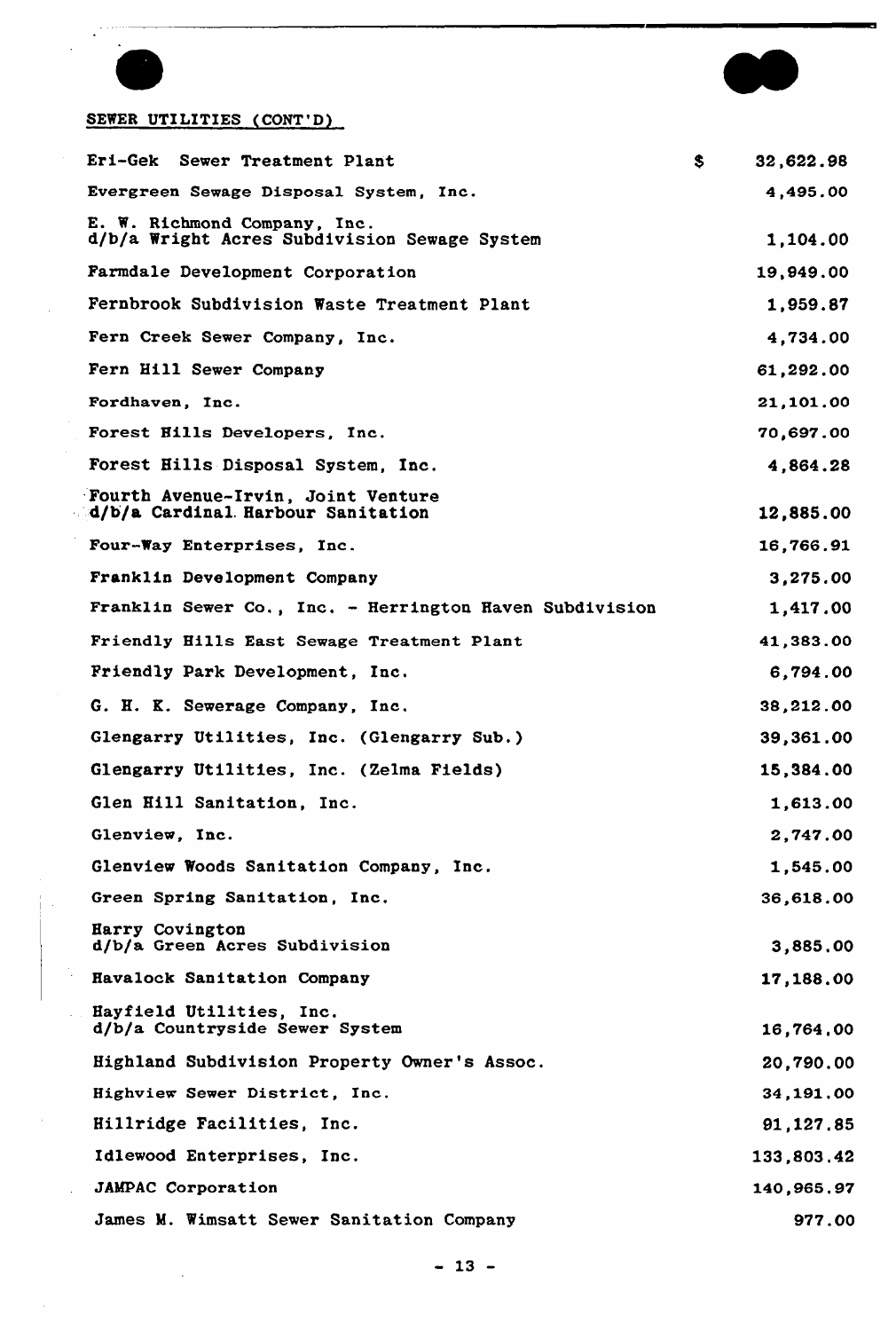SEWER UTILITIES (CONT'D)

| | |
|---|---|
| Eri-Gek Sewer Treatment Plant | $ 32,622.98 |
| Evergreen Sewage Disposal System, Inc. | 4,495.00 |
| E. W. Richmond Company, Inc. d/b/a Wright Acres Subdivision Sewage System | 1,104.00 |
| Farmdale Development Corporation | 19,949.00 |
| Fernbrook Subdivision Waste Treatment Plant | 1,959.87 |
| Fern Creek Sewer Company, Inc. | 4,734.00 |
| Fern Hill Sewer Company | 61,292.00 |
| Fordhaven, Inc. | 21,101.00 |
| Forest Hills Developers, Inc. | 70,697.00 |
| Forest Hills Disposal System, Inc. | 4,864.28 |
| Fourth Avenue-Irvin, Joint Venture d/b/a Cardinal Harbour Sanitation | 12,885.00 |
| Four-Way Enterprises, Inc. | 16,766.91 |
| Franklin Development Company | 3,275.00 |
| Franklin Sewer Co., Inc. - Herrington Haven Subdivision | 1,417.00 |
| Friendly Hills East Sewage Treatment Plant | 41,383.00 |
| Friendly Park Development, Inc. | 6,794.00 |
| G. H. K. Sewerage Company, Inc. | 38,212.00 |
| Glengarry Utilities, Inc. (Glengarry Sub.) | 39,361.00 |
| Glengarry Utilities, Inc. (Zelma Fields) | 15,384.00 |
| Glen Hill Sanitation, Inc. | 1,613.00 |
| Glenview, Inc. | 2,747.00 |
| Glenview Woods Sanitation Company, Inc. | 1,545.00 |
| Green Spring Sanitation, Inc. | 36,618.00 |
| Harry Covington d/b/a Green Acres Subdivision | 3,885.00 |
| Havalock Sanitation Company | 17,188.00 |
| Hayfield Utilities, Inc. d/b/a Countryside Sewer System | 16,764.00 |
| Highland Subdivision Property Owner's Assoc. | 20,790.00 |
| Highview Sewer District, Inc. | 34,191.00 |
| Hillridge Facilities, Inc. | 91,127.85 |
| Idlewood Enterprises, Inc. | 133,803.42 |
| JAMPAC Corporation | 140,965.97 |
| James M. Wimsatt Sewer Sanitation Company | 977.00 |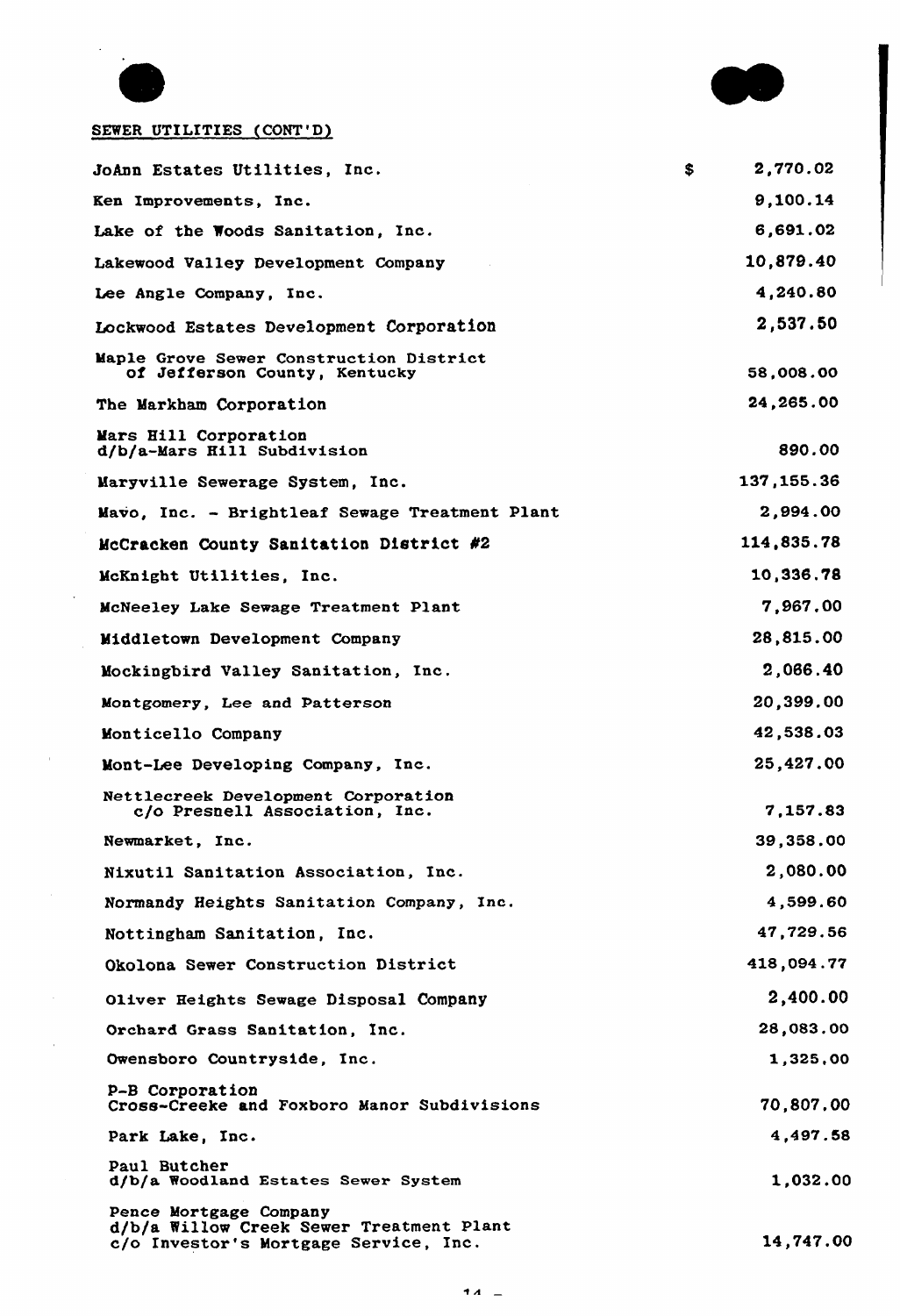SEWER UTILITIES (CONT'D)

| | |
|---|---|
| JoAnn Estates Utilities, Inc. | $ 2,770.02 |
| Ken Improvements, Inc. | 9,100.14 |
| Lake of the Woods Sanitation, Inc. | 6,691.02 |
| Lakewood Valley Development Company | 10,879.40 |
| Lee Angle Company, Inc. | 4,240.80 |
| Lockwood Estates Development Corporation | 2,537.50 |
| Maple Grove Sewer Construction District of Jefferson County, Kentucky | 58,008.00 |
| The Markham Corporation | 24,265.00 |
| Mars Hill Corporation d/b/a-Mars Hill Subdivision | 890.00 |
| Maryville Sewerage System, Inc. | 137,155.36 |
| Mavo, Inc. - Brightleaf Sewage Treatment Plant | 2,994.00 |
| McCracken County Sanitation District #2 | 114,835.78 |
| McKnight Utilities, Inc. | 10,336.78 |
| McNeeley Lake Sewage Treatment Plant | 7,967.00 |
| Middletown Development Company | 28,815.00 |
| Mockingbird Valley Sanitation, Inc. | 2,066.40 |
| Montgomery, Lee and Patterson | 20,399.00 |
| Monticello Company | 42,538.03 |
| Mont-Lee Developing Company, Inc. | 25,427.00 |
| Nettlecreek Development Corporation c/o Presnell Association, Inc. | 7,157.83 |
| Newmarket, Inc. | 39,358.00 |
| Nixutil Sanitation Association, Inc. | 2,080.00 |
| Normandy Heights Sanitation Company, Inc. | 4,599.60 |
| Nottingham Sanitation, Inc. | 47,729.56 |
| Okolona Sewer Construction District | 418,094.77 |
| Oliver Heights Sewage Disposal Company | 2,400.00 |
| Orchard Grass Sanitation, Inc. | 28,083.00 |
| Owensboro Countryside, Inc. | 1,325.00 |
| P-B Corporation Cross-Creeke and Foxboro Manor Subdivisions | 70,807.00 |
| Park Lake, Inc. | 4,497.58 |
| Paul Butcher d/b/a Woodland Estates Sewer System | 1,032.00 |
| Pence Mortgage Company d/b/a Willow Creek Sewer Treatment Plant c/o Investor's Mortgage Service, Inc. | 14,747.00 |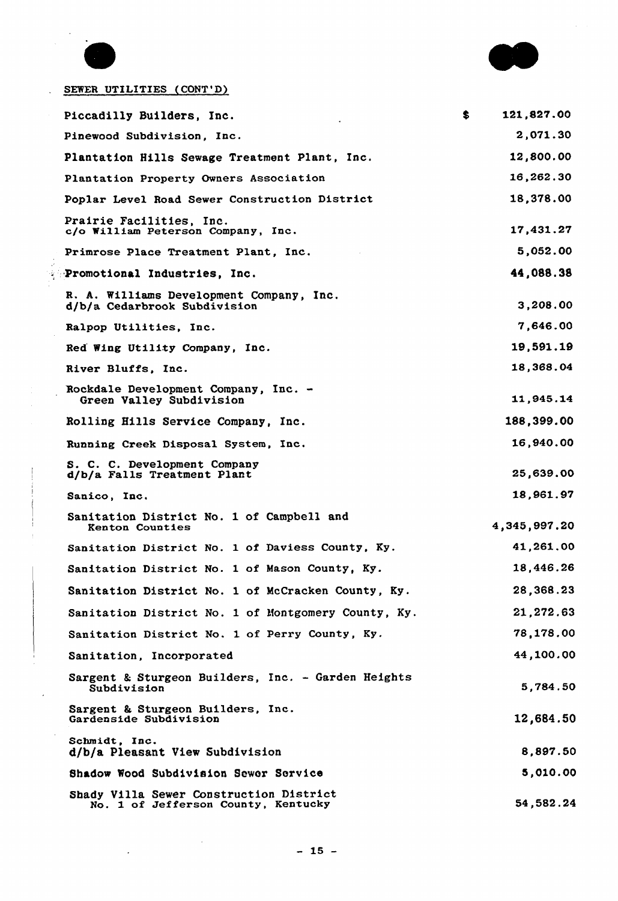SEWER UTILITIES (CONT'D)

| | |
|---|---|
| Piccadilly Builders, Inc. | $ 121,827.00 |
| Pinewood Subdivision, Inc. | 2,071.30 |
| Plantation Hills Sewage Treatment Plant, Inc. | 12,800.00 |
| Plantation Property Owners Association | 16,262.30 |
| Poplar Level Road Sewer Construction District | 18,378.00 |
| Prairie Facilities, Inc. c/o William Peterson Company, Inc. | 17,431.27 |
| Primrose Place Treatment Plant, Inc. | 5,052.00 |
| Promotional Industries, Inc. | 44,088.38 |
| R. A. Williams Development Company, Inc. d/b/a Cedarbrook Subdivision | 3,208.00 |
| Ralpop Utilities, Inc. | 7,646.00 |
| Red Wing Utility Company, Inc. | 19,591.19 |
| River Bluffs, Inc. | 18,368.04 |
| Rockdale Development Company, Inc. - Green Valley Subdivision | 11,945.14 |
| Rolling Hills Service Company, Inc. | 188,399.00 |
| Running Creek Disposal System, Inc. | 16,940.00 |
| S. C. C. Development Company d/b/a Falls Treatment Plant | 25,639.00 |
| Sanico, Inc. | 18,961.97 |
| Sanitation District No. 1 of Campbell and Kenton Counties | 4,345,997.20 |
| Sanitation District No. 1 of Daviess County, Ky. | 41,261.00 |
| Sanitation District No. 1 of Mason County, Ky. | 18,446.26 |
| Sanitation District No. 1 of McCracken County, Ky. | 28,368.23 |
| Sanitation District No. 1 of Montgomery County, Ky. | 21,272.63 |
| Sanitation District No. 1 of Perry County, Ky. | 78,178.00 |
| Sanitation, Incorporated | 44,100.00 |
| Sargent & Sturgeon Builders, Inc. - Garden Heights Subdivision | 5,784.50 |
| Sargent & Sturgeon Builders, Inc. Gardenside Subdivision | 12,684.50 |
| Schmidt, Inc. d/b/a Pleasant View Subdivision | 8,897.50 |
| Shadow Wood Subdivision Sewer Service | 5,010.00 |
| Shady Villa Sewer Construction District No. 1 of Jefferson County, Kentucky | 54,582.24 |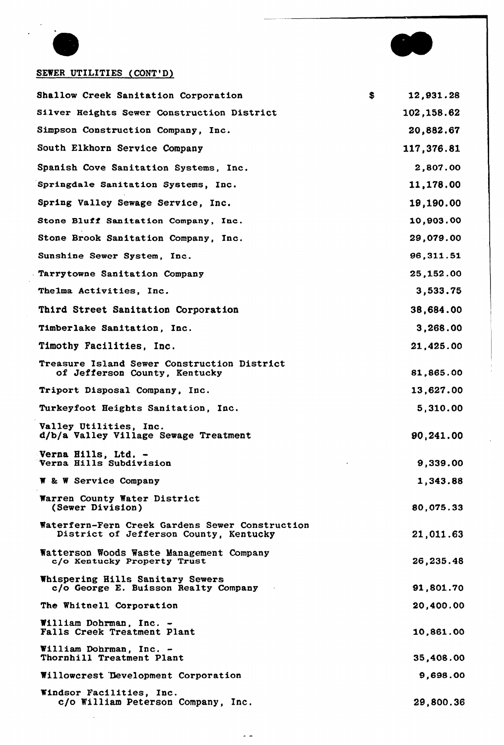SEWER UTILITIES (CONT'D)

| | |
|---|---|
| Shallow Creek Sanitation Corporation | $ 12,931.28 |
| Silver Heights Sewer Construction District | 102,158.62 |
| Simpson Construction Company, Inc. | 20,882.67 |
| South Elkhorn Service Company | 117,376.81 |
| Spanish Cove Sanitation Systems, Inc. | 2,807.00 |
| Springdale Sanitation Systems, Inc. | 11,178.00 |
| Spring Valley Sewage Service, Inc. | 19,190.00 |
| Stone Bluff Sanitation Company, Inc. | 10,903.00 |
| Stone Brook Sanitation Company, Inc. | 29,079.00 |
| Sunshine Sewer System, Inc. | 96,311.51 |
| Tarrytowne Sanitation Company | 25,152.00 |
| Thelma Activities, Inc. | 3,533.75 |
| Third Street Sanitation Corporation | 38,684.00 |
| Timberlake Sanitation, Inc. | 3,268.00 |
| Timothy Facilities, Inc. | 21,425.00 |
| Treasure Island Sewer Construction District of Jefferson County, Kentucky | 81,865.00 |
| Triport Disposal Company, Inc. | 13,627.00 |
| Turkeyfoot Heights Sanitation, Inc. | 5,310.00 |
| Valley Utilities, Inc. d/b/a Valley Village Sewage Treatment | 90,241.00 |
| Verna Hills, Ltd. - Verna Hills Subdivision | 9,339.00 |
| W & W Service Company | 1,343.88 |
| Warren County Water District (Sewer Division) | 80,075.33 |
| Waterfern-Fern Creek Gardens Sewer Construction District of Jefferson County, Kentucky | 21,011.63 |
| Watterson Woods Waste Management Company c/o Kentucky Property Trust | 26,235.48 |
| Whispering Hills Sanitary Sewers c/o George E. Buisson Realty Company | 91,801.70 |
| The Whitnell Corporation | 20,400.00 |
| William Dohrman, Inc. - Falls Creek Treatment Plant | 10,861.00 |
| William Dohrman, Inc. - Thornhill Treatment Plant | 35,408.00 |
| Willowcrest Development Corporation | 9,698.00 |
| Windsor Facilities, Inc. c/o William Peterson Company, Inc. | 29,800.36 |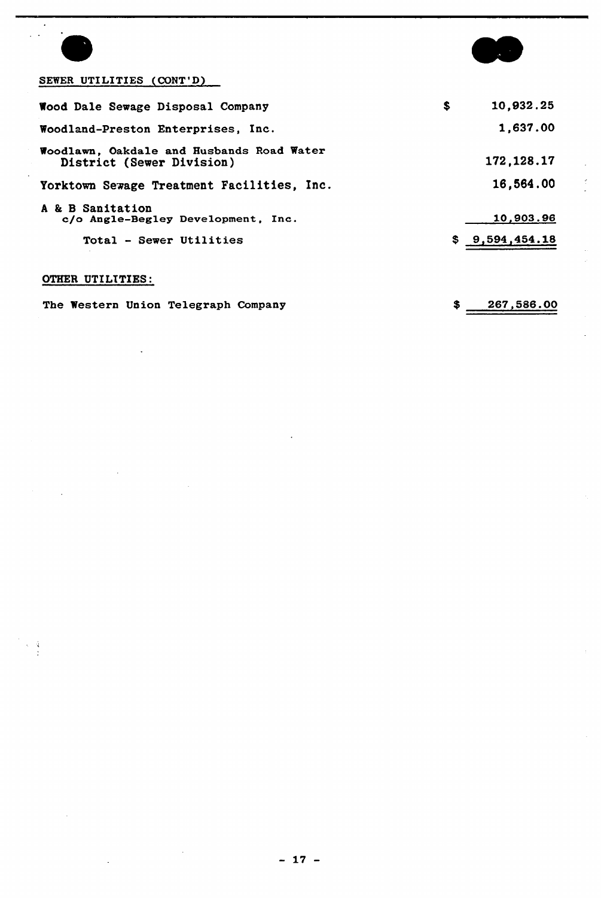SEWER UTILITIES (CONT'D)

| | |
|---|---|
| Wood Dale Sewage Disposal Company | $ 10,932.25 |
| Woodland-Preston Enterprises, Inc. | 1,637.00 |
| Woodlawn, Oakdale and Husbands Road Water District (Sewer Division) | 172,128.17 |
| Yorktown Sewage Treatment Facilities, Inc. | 16,564.00 |
| A & B Sanitation c/o Angle-Begley Development, Inc. | 10,903.96 |
| Total - Sewer Utilities | $ 9,594,454.18 |

OTHER UTILITIES:

| | |
|---|---|
| The Western Union Telegraph Company | $ 267,586.00 |